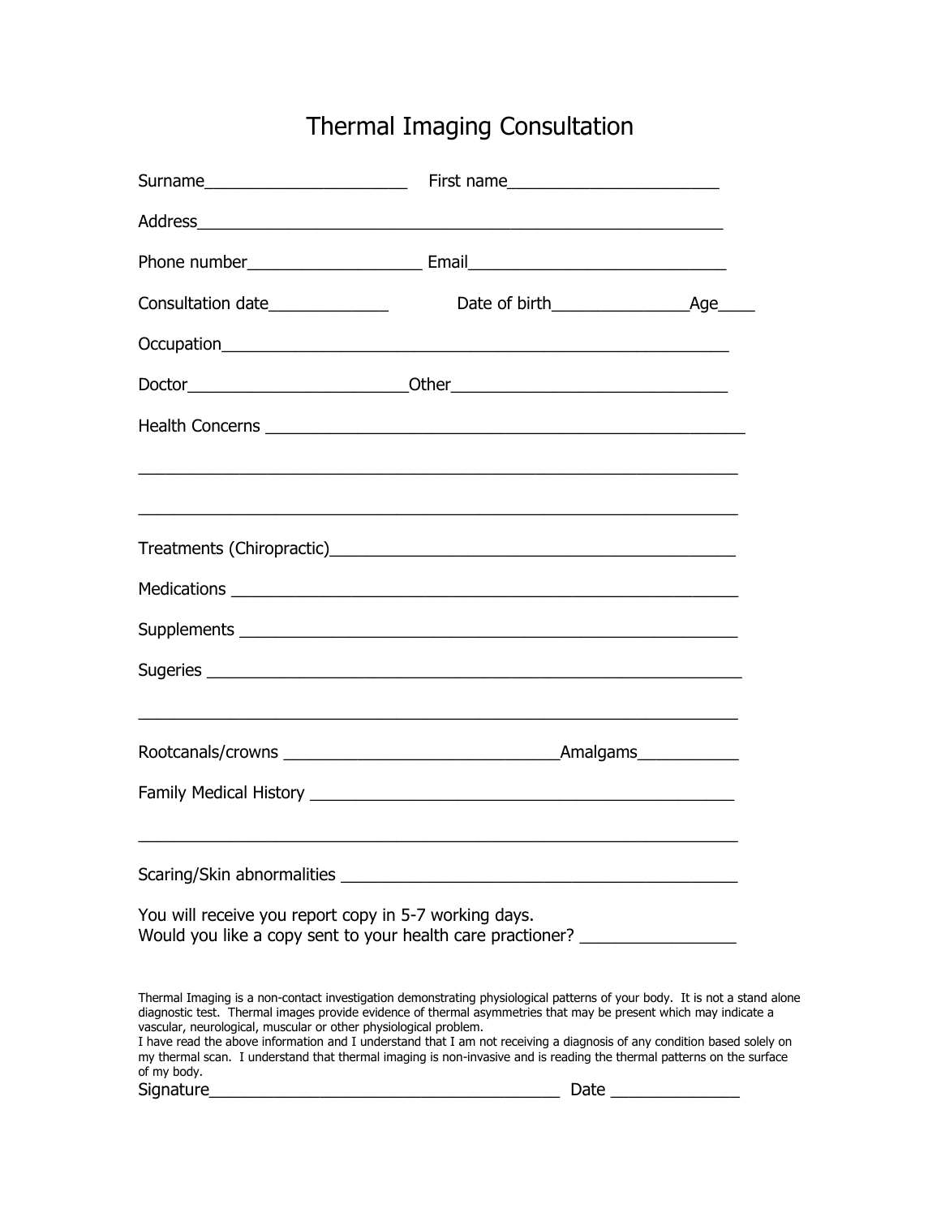# Thermal Imaging Consultation

Surname______________________ First name______________________

Address__________________________________________________________

Phone number___________________ Email___________________________

Consultation date_____________ Date of birth______________Age____

Occupation________________________________________________________

Doctor________________________Other_____________________________

Health Concerns ___________________________________________________

___________________________________________________________________

___________________________________________________________________

Treatments (Chiropractic)___________________________________________

Medications _______________________________________________________

Supplements _______________________________________________________

Sugeries __________________________________________________________

___________________________________________________________________

Rootcanals/crowns _____________________________Amalgams___________

Family Medical History ______________________________________________

___________________________________________________________________

Scaring/Skin abnormalities __________________________________________

You will receive you report copy in 5-7 working days.
Would you like a copy sent to your health care practioner? ________________

Thermal Imaging is a non-contact investigation demonstrating physiological patterns of your body. It is not a stand alone diagnostic test. Thermal images provide evidence of thermal asymmetries that may be present which may indicate a vascular, neurological, muscular or other physiological problem.
I have read the above information and I understand that I am not receiving a diagnosis of any condition based solely on my thermal scan. I understand that thermal imaging is non-invasive and is reading the thermal patterns on the surface of my body.

Signature______________________________________ Date ______________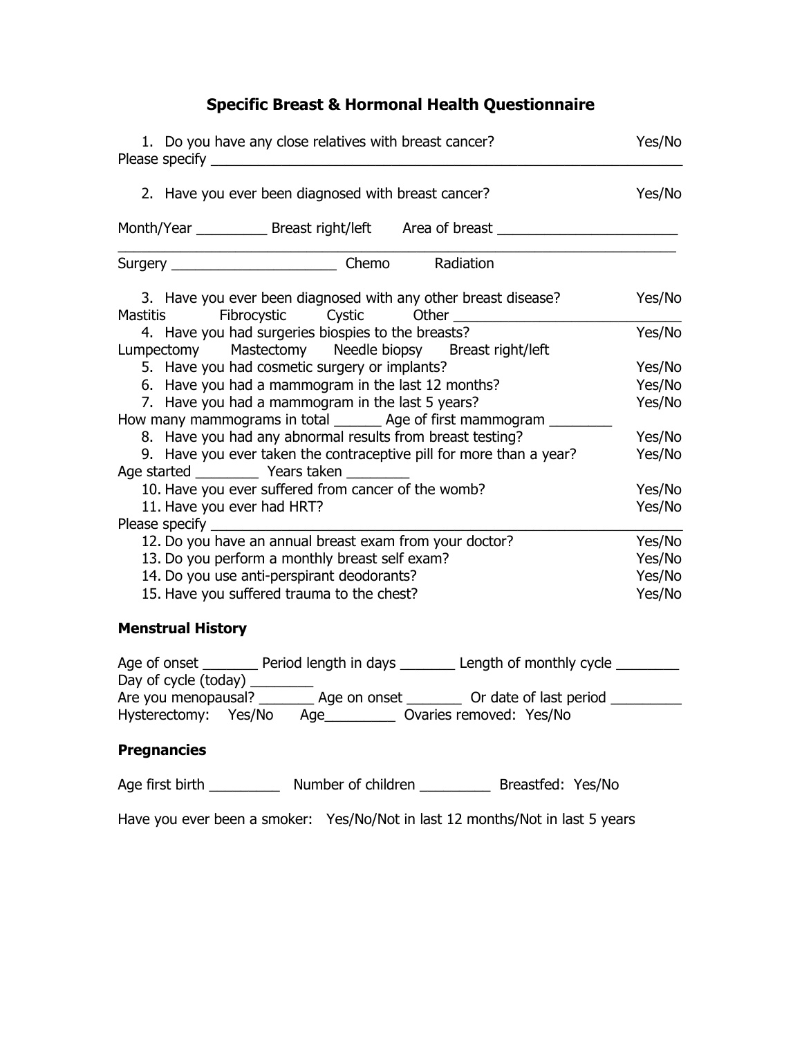## Specific Breast & Hormonal Health Questionnaire

1. Do you have any close relatives with breast cancer? Yes/No

Please specify ___________________________________________________________

2. Have you ever been diagnosed with breast cancer? Yes/No

Month/Year _________ Breast right/left Area of breast _______________________

___________________________________________________________________________

Surgery _____________________ Chemo Radiation

3. Have you ever been diagnosed with any other breast disease? Yes/No

Mastitis Fibrocystic Cystic Other ____________________________

4. Have you had surgeries biospies to the breasts? Yes/No

Lumpectomy Mastectomy Needle biopsy Breast right/left

5. Have you had cosmetic surgery or implants? Yes/No
6. Have you had a mammogram in the last 12 months? Yes/No
7. Have you had a mammogram in the last 5 years? Yes/No

How many mammograms in total ______ Age of first mammogram ________

8. Have you had any abnormal results from breast testing? Yes/No
9. Have you ever taken the contraceptive pill for more than a year? Yes/No

Age started ________ Years taken ________

10. Have you ever suffered from cancer of the womb? Yes/No
11. Have you ever had HRT? Yes/No

Please specify ___________________________________________________________

12. Do you have an annual breast exam from your doctor? Yes/No
13. Do you perform a monthly breast self exam? Yes/No
14. Do you use anti-perspirant deodorants? Yes/No
15. Have you suffered trauma to the chest? Yes/No

### Menstrual History

Age of onset _______ Period length in days _______ Length of monthly cycle ________

Day of cycle (today) ________

Are you menopausal? _______ Age on onset _______ Or date of last period _________

Hysterectomy: Yes/No Age_________ Ovaries removed: Yes/No

### Pregnancies

Age first birth _________ Number of children _________ Breastfed: Yes/No

Have you ever been a smoker: Yes/No/Not in last 12 months/Not in last 5 years